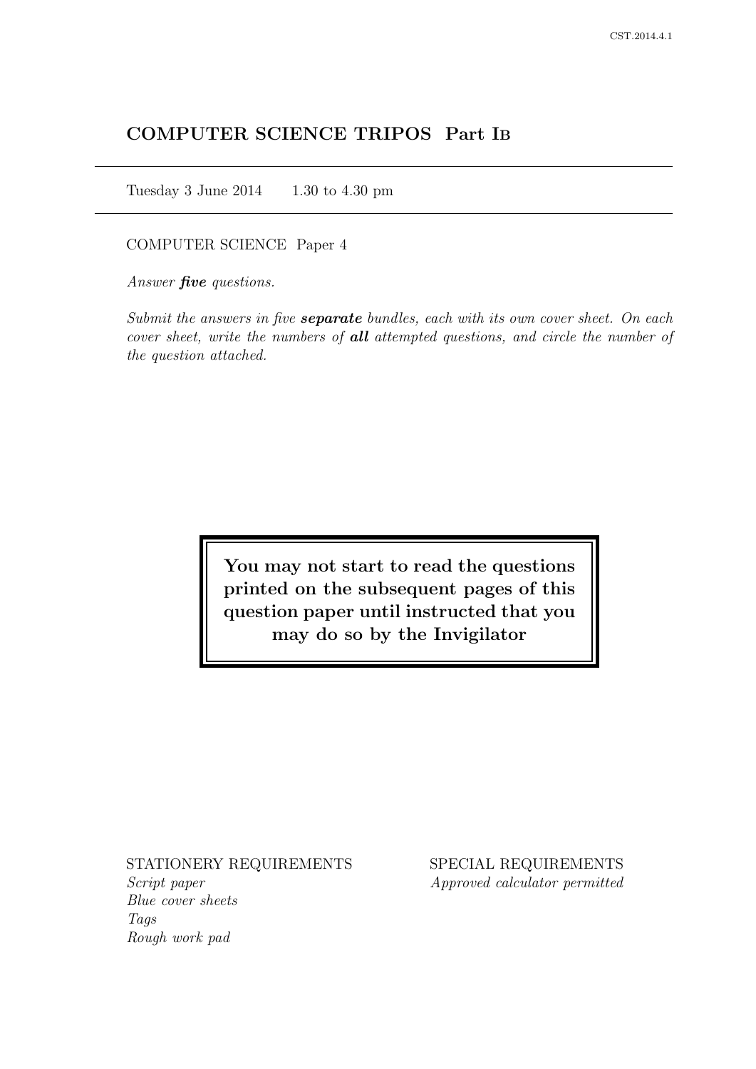# COMPUTER SCIENCE TRIPOS Part IB

Tuesday 3 June 2014 1.30 to 4.30 pm

COMPUTER SCIENCE Paper 4

*Answer **five** questions.*

*Submit the answers in five **separate** bundles, each with its own cover sheet. On each cover sheet, write the numbers of **all** attempted questions, and circle the number of the question attached.*

**You may not start to read the questions printed on the subsequent pages of this question paper until instructed that you may do so by the Invigilator**

STATIONERY REQUIREMENTS

*Script paper*
*Blue cover sheets*
*Tags*
*Rough work pad*

SPECIAL REQUIREMENTS

*Approved calculator permitted*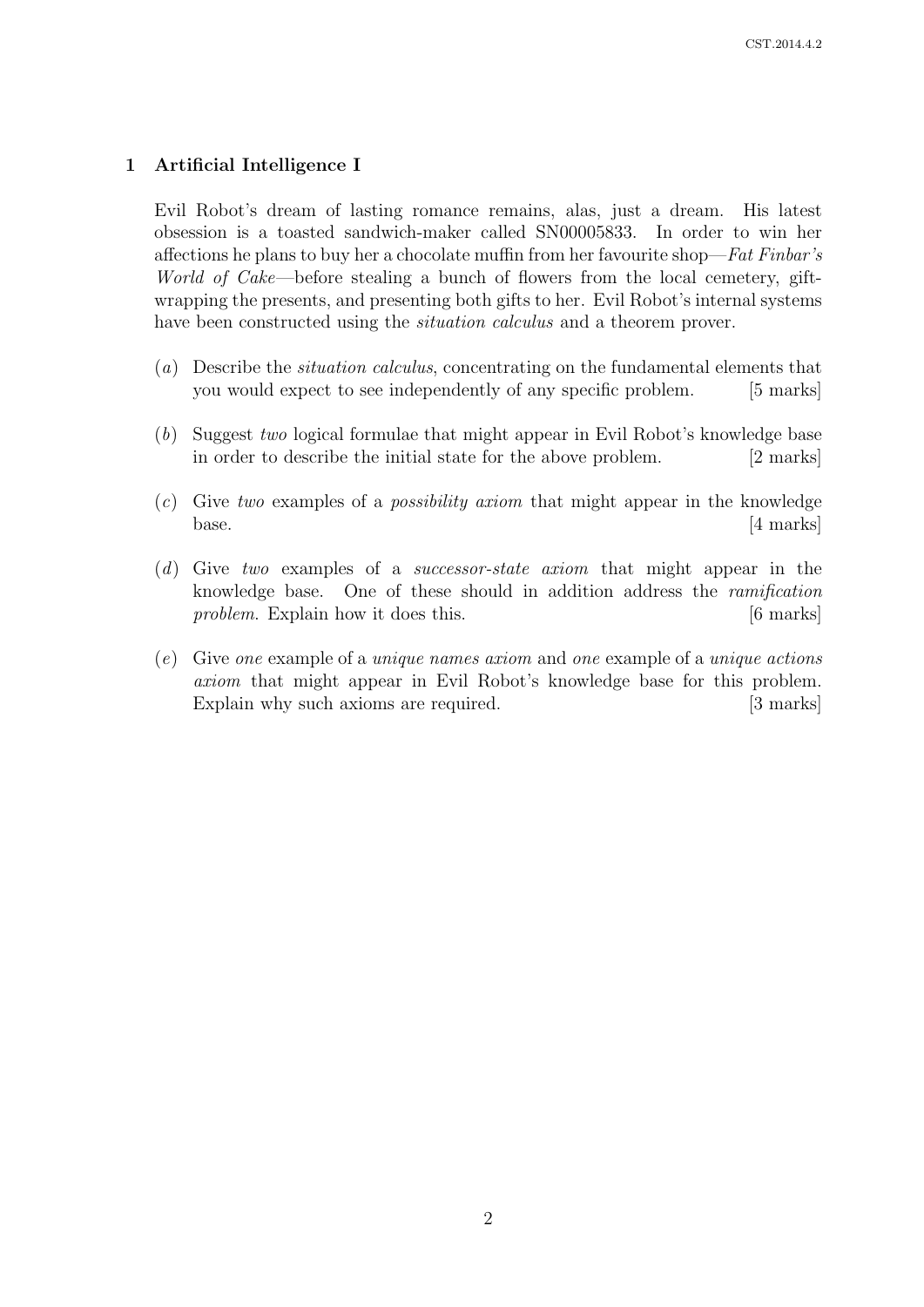## 1 Artificial Intelligence I

Evil Robot's dream of lasting romance remains, alas, just a dream. His latest obsession is a toasted sandwich-maker called SN00005833. In order to win her affections he plans to buy her a chocolate muffin from her favourite shop—*Fat Finbar's World of Cake*—before stealing a bunch of flowers from the local cemetery, gift-wrapping the presents, and presenting both gifts to her. Evil Robot's internal systems have been constructed using the *situation calculus* and a theorem prover.

(*a*) Describe the *situation calculus*, concentrating on the fundamental elements that you would expect to see independently of any specific problem. [5 marks]

(*b*) Suggest *two* logical formulae that might appear in Evil Robot's knowledge base in order to describe the initial state for the above problem. [2 marks]

(*c*) Give *two* examples of a *possibility axiom* that might appear in the knowledge base. [4 marks]

(*d*) Give *two* examples of a *successor-state axiom* that might appear in the knowledge base. One of these should in addition address the *ramification problem*. Explain how it does this. [6 marks]

(*e*) Give *one* example of a *unique names axiom* and *one* example of a *unique actions axiom* that might appear in Evil Robot's knowledge base for this problem. Explain why such axioms are required. [3 marks]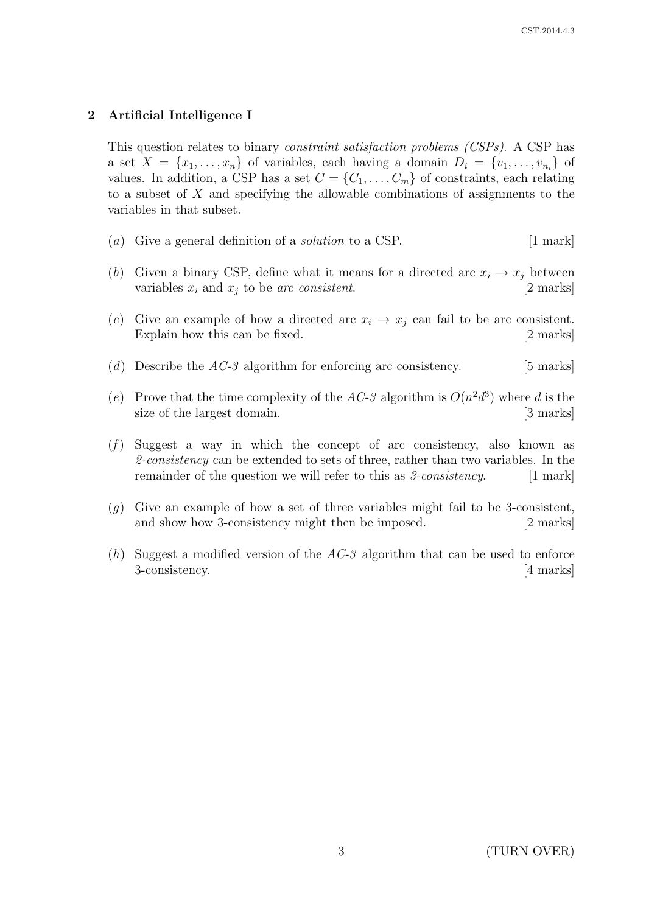## 2 Artificial Intelligence I

This question relates to binary *constraint satisfaction problems (CSPs)*. A CSP has a set $X = \{x_1, \ldots, x_n\}$ of variables, each having a domain $D_i = \{v_1, \ldots, v_{n_i}\}$ of values. In addition, a CSP has a set $C = \{C_1, \ldots, C_m\}$ of constraints, each relating to a subset of $X$ and specifying the allowable combinations of assignments to the variables in that subset.

(*a*) Give a general definition of a *solution* to a CSP. [1 mark]

(*b*) Given a binary CSP, define what it means for a directed arc $x_i \to x_j$ between variables $x_i$ and $x_j$ to be *arc consistent*. [2 marks]

(*c*) Give an example of how a directed arc $x_i \to x_j$ can fail to be arc consistent. Explain how this can be fixed. [2 marks]

(*d*) Describe the *AC-3* algorithm for enforcing arc consistency. [5 marks]

(*e*) Prove that the time complexity of the *AC-3* algorithm is $O(n^2 d^3)$ where $d$ is the size of the largest domain. [3 marks]

(*f*) Suggest a way in which the concept of arc consistency, also known as *2-consistency* can be extended to sets of three, rather than two variables. In the remainder of the question we will refer to this as *3-consistency*. [1 mark]

(*g*) Give an example of how a set of three variables might fail to be 3-consistent, and show how 3-consistency might then be imposed. [2 marks]

(*h*) Suggest a modified version of the *AC-3* algorithm that can be used to enforce 3-consistency. [4 marks]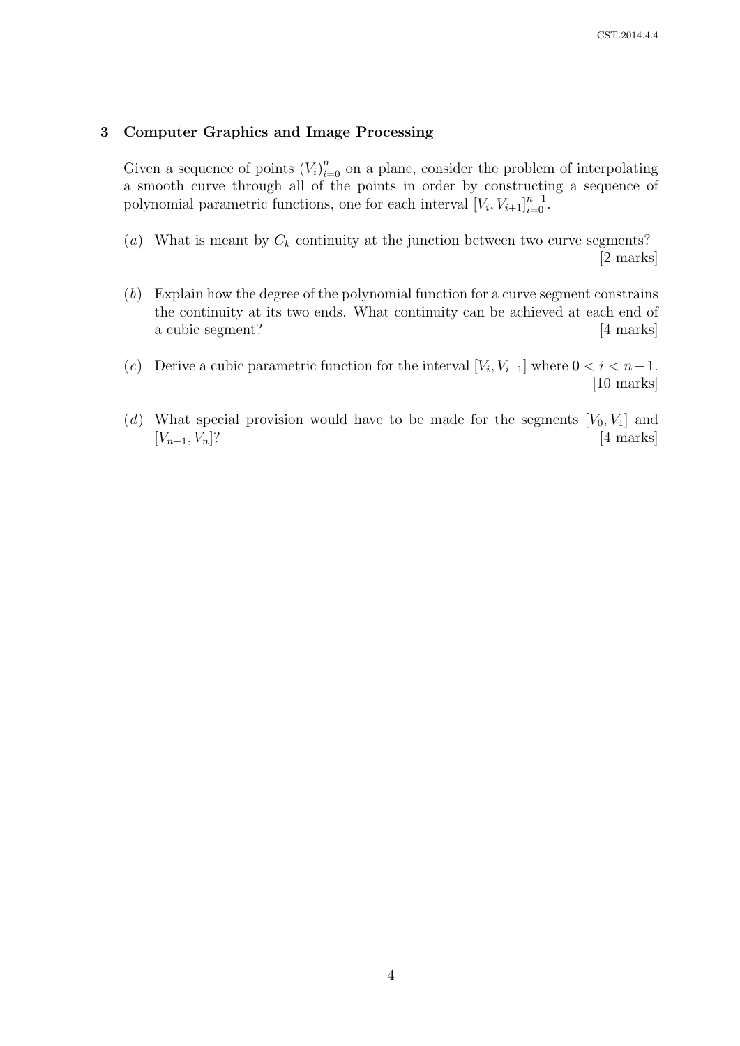## 3 Computer Graphics and Image Processing

Given a sequence of points $(V_i)_{i=0}^{n}$ on a plane, consider the problem of interpolating a smooth curve through all of the points in order by constructing a sequence of polynomial parametric functions, one for each interval $[V_i, V_{i+1}]_{i=0}^{n-1}$.

(*a*) What is meant by $C_k$ continuity at the junction between two curve segments? [2 marks]

(*b*) Explain how the degree of the polynomial function for a curve segment constrains the continuity at its two ends. What continuity can be achieved at each end of a cubic segment? [4 marks]

(*c*) Derive a cubic parametric function for the interval $[V_i, V_{i+1}]$ where $0 < i < n-1$. [10 marks]

(*d*) What special provision would have to be made for the segments $[V_0, V_1]$ and $[V_{n-1}, V_n]$? [4 marks]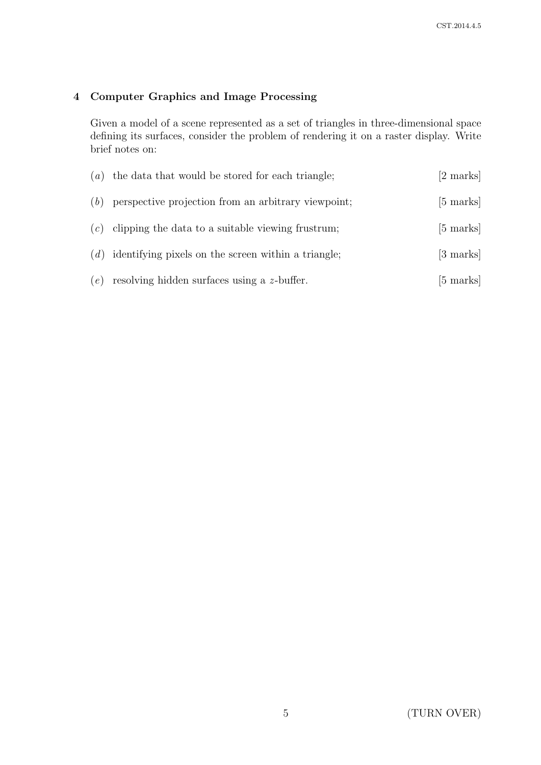## 4 Computer Graphics and Image Processing

Given a model of a scene represented as a set of triangles in three-dimensional space defining its surfaces, consider the problem of rendering it on a raster display. Write brief notes on:

(*a*) the data that would be stored for each triangle; [2 marks]

(*b*) perspective projection from an arbitrary viewpoint; [5 marks]

(*c*) clipping the data to a suitable viewing frustrum; [5 marks]

(*d*) identifying pixels on the screen within a triangle; [3 marks]

(*e*) resolving hidden surfaces using a $z$-buffer. [5 marks]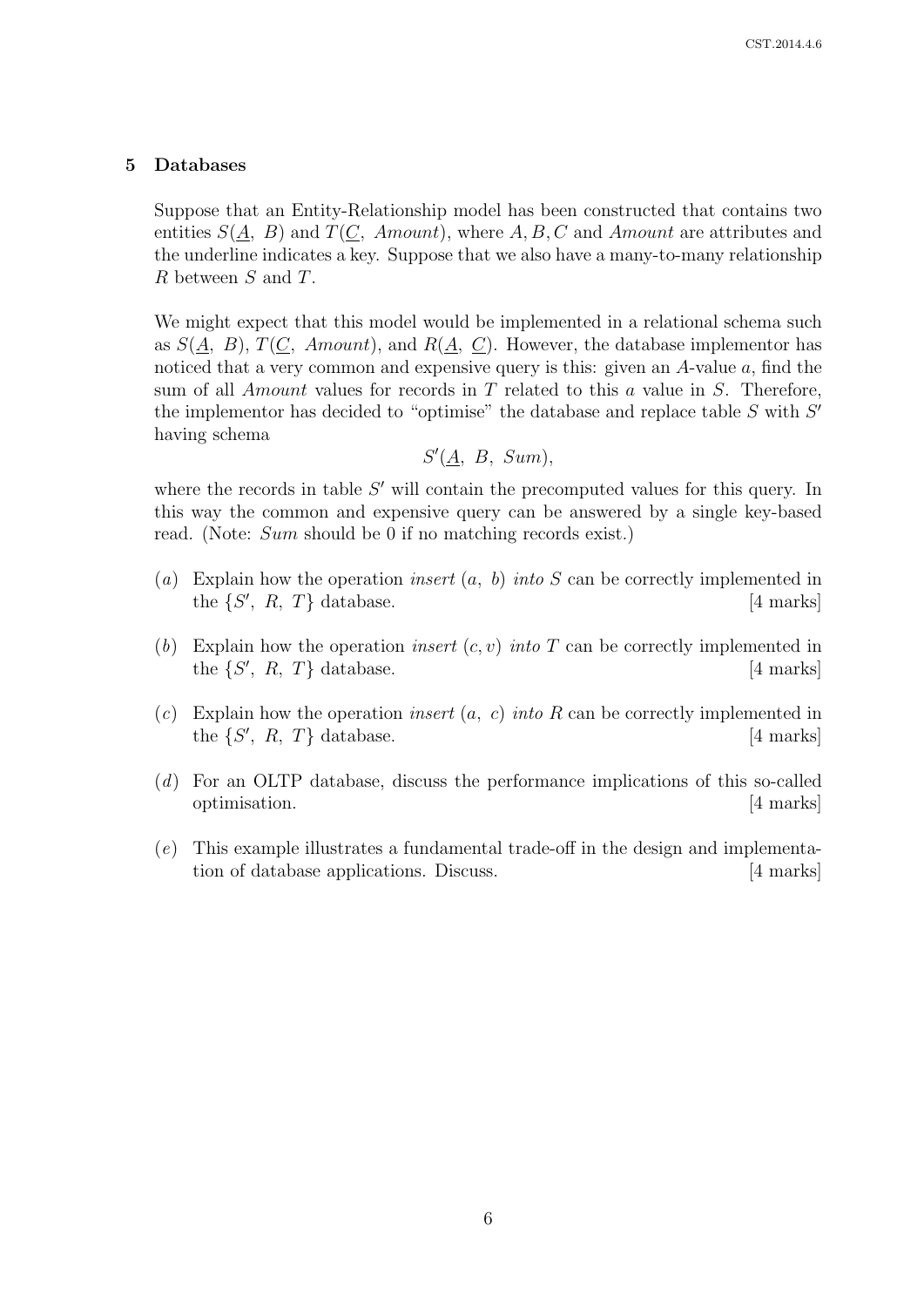## 5 Databases

Suppose that an Entity-Relationship model has been constructed that contains two entities $S(\underline{A},\ B)$ and $T(\underline{C},\ Amount)$, where $A, B, C$ and *Amount* are attributes and the underline indicates a key. Suppose that we also have a many-to-many relationship $R$ between $S$ and $T$.

We might expect that this model would be implemented in a relational schema such as $S(\underline{A},\ B)$, $T(\underline{C},\ Amount)$, and $R(\underline{A},\ \underline{C})$. However, the database implementor has noticed that a very common and expensive query is this: given an $A$-value $a$, find the sum of all *Amount* values for records in $T$ related to this $a$ value in $S$. Therefore, the implementor has decided to "optimise" the database and replace table $S$ with $S'$ having schema

$$S'(\underline{A},\ B,\ Sum),$$

where the records in table $S'$ will contain the precomputed values for this query. In this way the common and expensive query can be answered by a single key-based read. (Note: *Sum* should be 0 if no matching records exist.)

(*a*) Explain how the operation *insert* $(a,\ b)$ *into* $S$ can be correctly implemented in the $\{S',\ R,\ T\}$ database. [4 marks]

(*b*) Explain how the operation *insert* $(c, v)$ *into* $T$ can be correctly implemented in the $\{S',\ R,\ T\}$ database. [4 marks]

(*c*) Explain how the operation *insert* $(a,\ c)$ *into* $R$ can be correctly implemented in the $\{S',\ R,\ T\}$ database. [4 marks]

(*d*) For an OLTP database, discuss the performance implications of this so-called optimisation. [4 marks]

(*e*) This example illustrates a fundamental trade-off in the design and implementation of database applications. Discuss. [4 marks]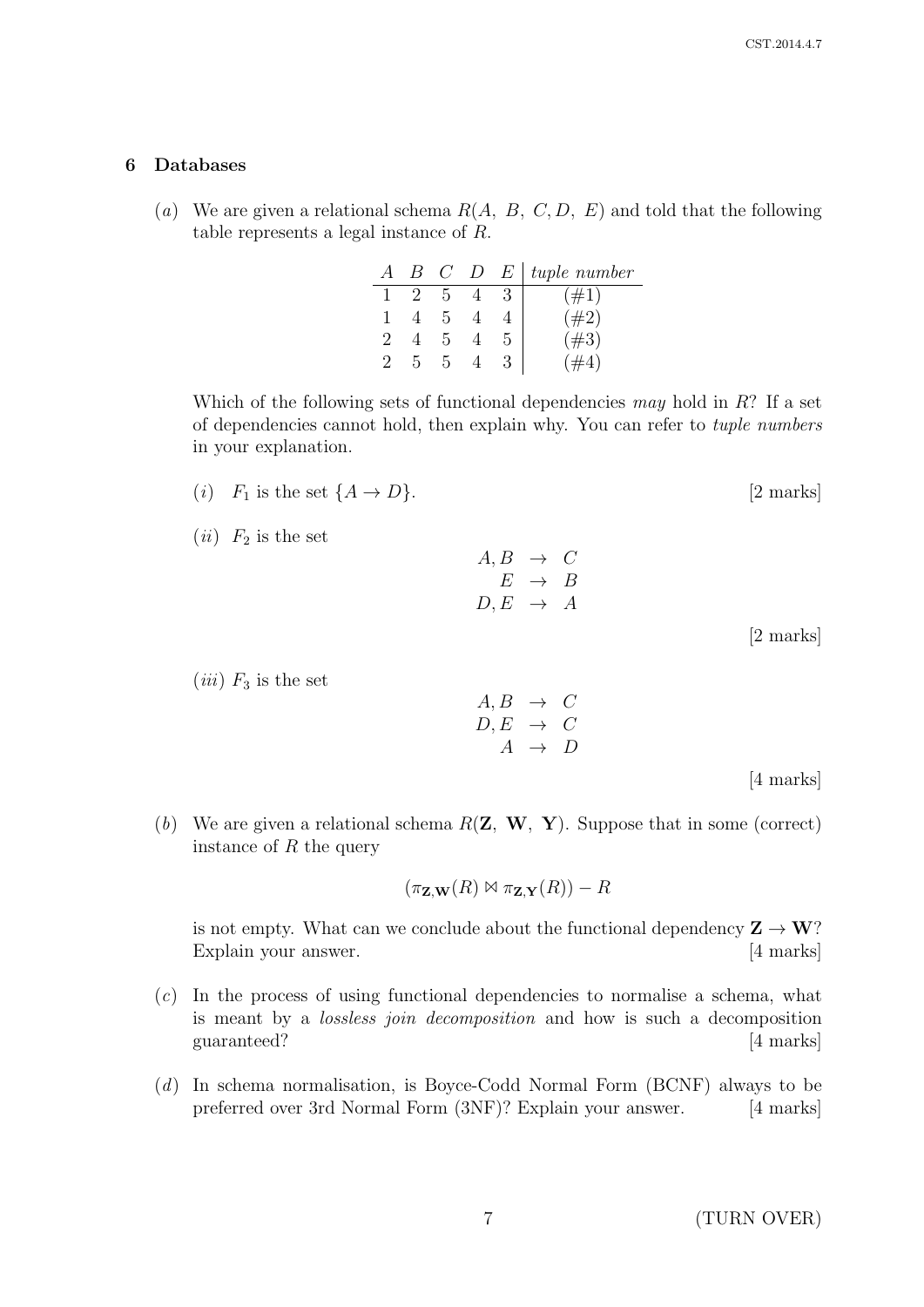## 6 Databases

(*a*) We are given a relational schema $R(A,\ B,\ C, D,\ E)$ and told that the following table represents a legal instance of $R$.

| $A$ | $B$ | $C$ | $D$ | $E$ | *tuple number* |
|---|---|---|---|---|---|
| 1 | 2 | 5 | 4 | 3 | (#1) |
| 1 | 4 | 5 | 4 | 4 | (#2) |
| 2 | 4 | 5 | 4 | 5 | (#3) |
| 2 | 5 | 5 | 4 | 3 | (#4) |

Which of the following sets of functional dependencies *may* hold in $R$? If a set of dependencies cannot hold, then explain why. You can refer to *tuple numbers* in your explanation.

(*i*) $F_1$ is the set $\{A \rightarrow D\}$. [2 marks]

(*ii*) $F_2$ is the set

$$\begin{aligned} A, B &\rightarrow C \\ E &\rightarrow B \\ D, E &\rightarrow A \end{aligned}$$

[2 marks]

(*iii*) $F_3$ is the set

$$\begin{aligned} A, B &\rightarrow C \\ D, E &\rightarrow C \\ A &\rightarrow D \end{aligned}$$

[4 marks]

(*b*) We are given a relational schema $R(\mathbf{Z},\ \mathbf{W},\ \mathbf{Y})$. Suppose that in some (correct) instance of $R$ the query

$$(\pi_{\mathbf{Z},\mathbf{W}}(R) \bowtie \pi_{\mathbf{Z},\mathbf{Y}}(R)) - R$$

is not empty. What can we conclude about the functional dependency $\mathbf{Z} \rightarrow \mathbf{W}$? Explain your answer. [4 marks]

(*c*) In the process of using functional dependencies to normalise a schema, what is meant by a *lossless join decomposition* and how is such a decomposition guaranteed? [4 marks]

(*d*) In schema normalisation, is Boyce-Codd Normal Form (BCNF) always to be preferred over 3rd Normal Form (3NF)? Explain your answer. [4 marks]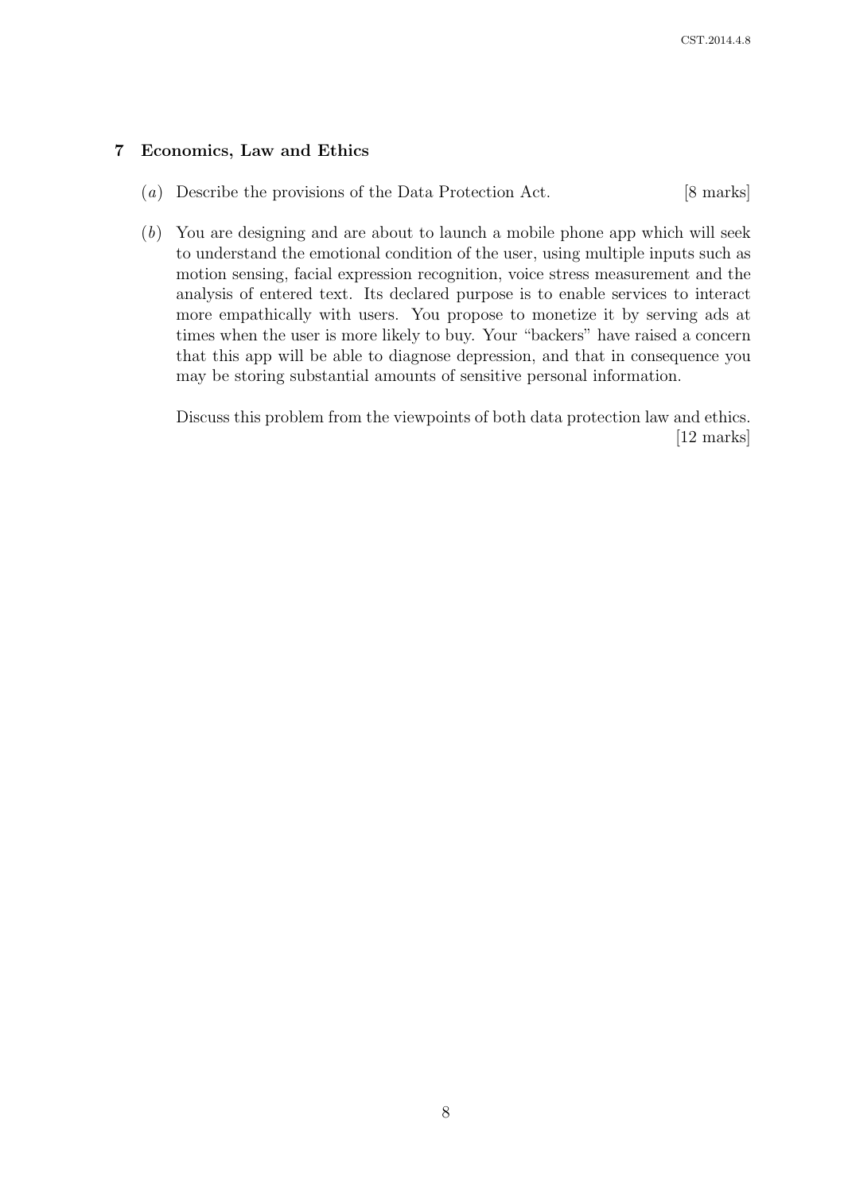## 7 Economics, Law and Ethics

(*a*) Describe the provisions of the Data Protection Act. [8 marks]

(*b*) You are designing and are about to launch a mobile phone app which will seek to understand the emotional condition of the user, using multiple inputs such as motion sensing, facial expression recognition, voice stress measurement and the analysis of entered text. Its declared purpose is to enable services to interact more empathically with users. You propose to monetize it by serving ads at times when the user is more likely to buy. Your "backers" have raised a concern that this app will be able to diagnose depression, and that in consequence you may be storing substantial amounts of sensitive personal information.

Discuss this problem from the viewpoints of both data protection law and ethics. [12 marks]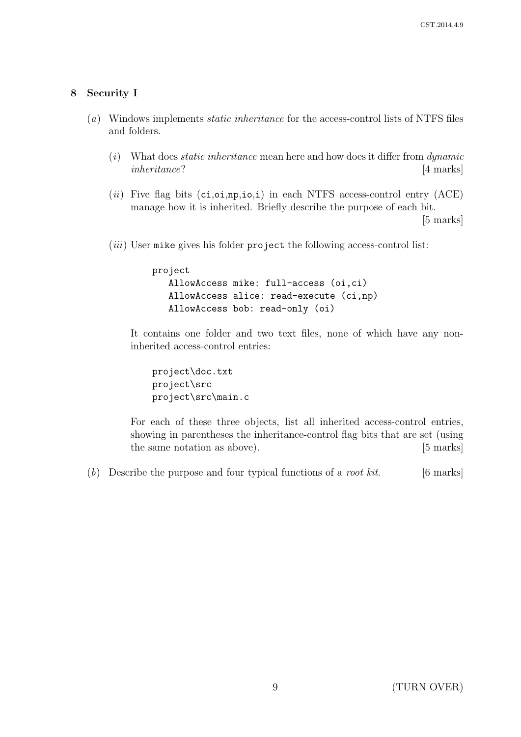## 8 Security I

(*a*) Windows implements *static inheritance* for the access-control lists of NTFS files and folders.

(*i*) What does *static inheritance* mean here and how does it differ from *dynamic inheritance*? [4 marks]

(*ii*) Five flag bits (ci,oi,np,io,i) in each NTFS access-control entry (ACE) manage how it is inherited. Briefly describe the purpose of each bit. [5 marks]

(*iii*) User mike gives his folder project the following access-control list:

```
project
   AllowAccess mike: full-access (oi,ci)
   AllowAccess alice: read-execute (ci,np)
   AllowAccess bob: read-only (oi)
```

It contains one folder and two text files, none of which have any non-inherited access-control entries:

```
project\doc.txt
project\src
project\src\main.c
```

For each of these three objects, list all inherited access-control entries, showing in parentheses the inheritance-control flag bits that are set (using the same notation as above). [5 marks]

(*b*) Describe the purpose and four typical functions of a *root kit*. [6 marks]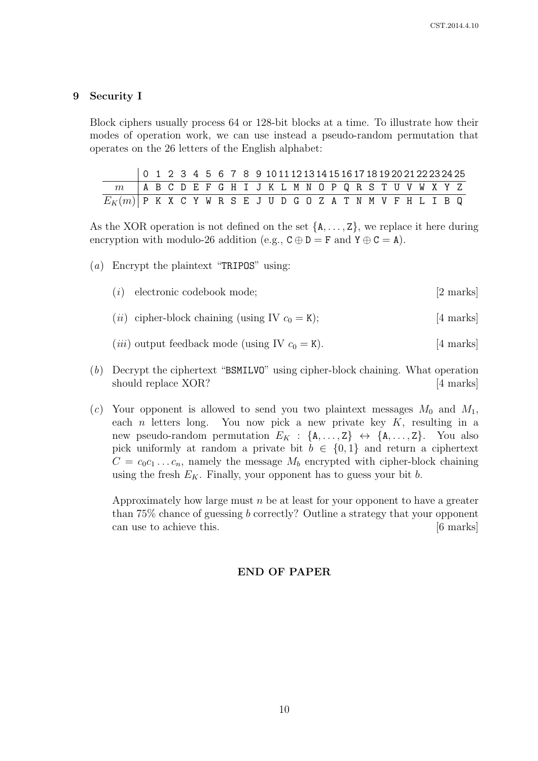## 9 Security I

Block ciphers usually process 64 or 128-bit blocks at a time. To illustrate how their modes of operation work, we can use instead a pseudo-random permutation that operates on the 26 letters of the English alphabet:

| | 0 | 1 | 2 | 3 | 4 | 5 | 6 | 7 | 8 | 9 | 10 | 11 | 12 | 13 | 14 | 15 | 16 | 17 | 18 | 19 | 20 | 21 | 22 | 23 | 24 | 25 |
|---|---|---|---|---|---|---|---|---|---|---|---|---|---|---|---|---|---|---|---|---|---|---|---|---|---|---|
| $m$ | A | B | C | D | E | F | G | H | I | J | K | L | M | N | O | P | Q | R | S | T | U | V | W | X | Y | Z |
| $E_K(m)$ | P | K | X | C | Y | W | R | S | E | J | U | D | G | O | Z | A | T | N | M | V | F | H | L | I | B | Q |

As the XOR operation is not defined on the set $\{\texttt{A}, \ldots, \texttt{Z}\}$, we replace it here during encryption with modulo-26 addition (e.g., $\texttt{C} \oplus \texttt{D} = \texttt{F}$ and $\texttt{Y} \oplus \texttt{C} = \texttt{A}$).

(*a*) Encrypt the plaintext "TRIPOS" using:

(*i*) electronic codebook mode; [2 marks]

(*ii*) cipher-block chaining (using IV $c_0 = \texttt{K}$); [4 marks]

(*iii*) output feedback mode (using IV $c_0 = \texttt{K}$). [4 marks]

(*b*) Decrypt the ciphertext "BSMILVO" using cipher-block chaining. What operation should replace XOR? [4 marks]

(*c*) Your opponent is allowed to send you two plaintext messages $M_0$ and $M_1$, each $n$ letters long. You now pick a new private key $K$, resulting in a new pseudo-random permutation $E_K : \{\texttt{A}, \ldots, \texttt{Z}\} \leftrightarrow \{\texttt{A}, \ldots, \texttt{Z}\}$. You also pick uniformly at random a private bit $b \in \{0, 1\}$ and return a ciphertext $C = c_0 c_1 \ldots c_n$, namely the message $M_b$ encrypted with cipher-block chaining using the fresh $E_K$. Finally, your opponent has to guess your bit $b$.

Approximately how large must $n$ be at least for your opponent to have a greater than 75% chance of guessing $b$ correctly? Outline a strategy that your opponent can use to achieve this. [6 marks]

**END OF PAPER**